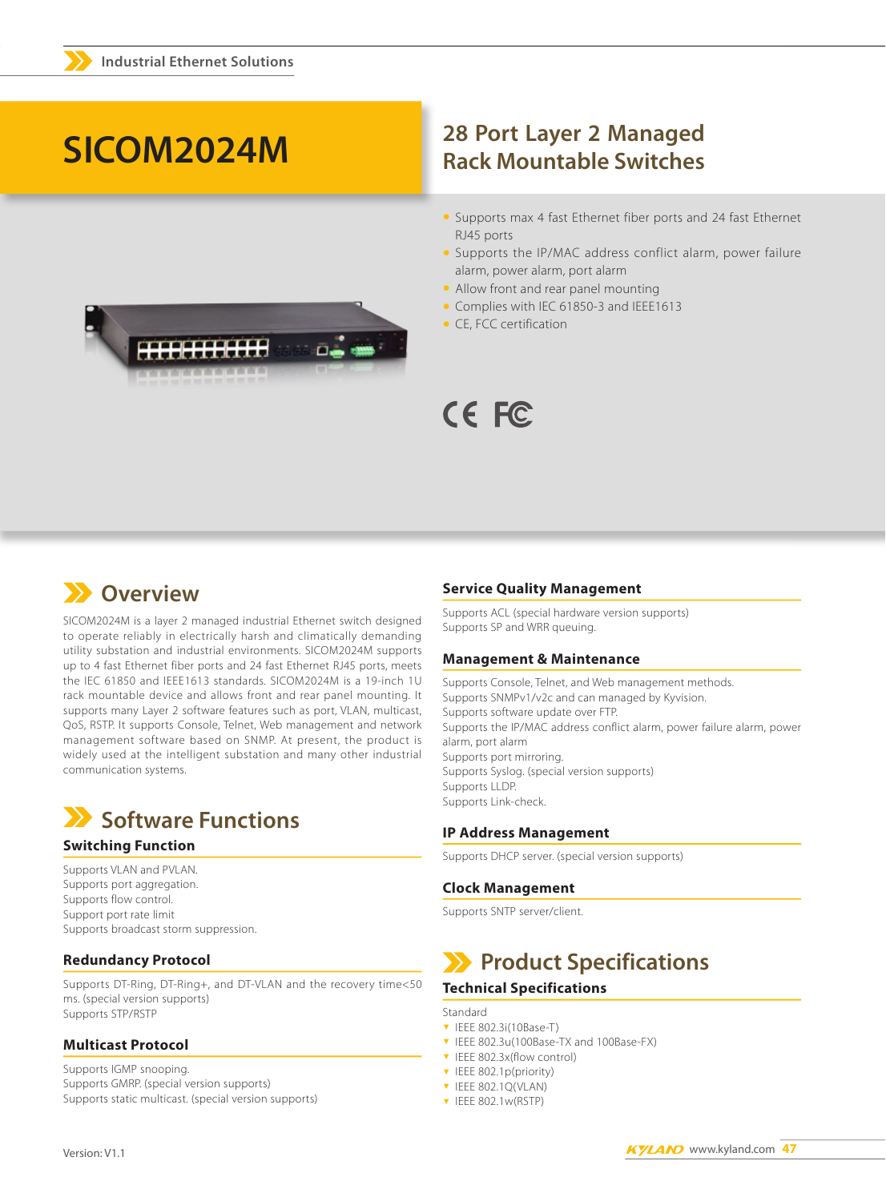# SICOM2024M

## 28 Port Layer 2 Managed Rack Mountable Switches

- Supports max 4 fast Ethernet fiber ports and 24 fast Ethernet RJ45 ports
- Supports the IP/MAC address conflict alarm, power failure alarm, power alarm, port alarm
- Allow front and rear panel mounting
- Complies with IEC 61850-3 and IEEE1613
- CE, FCC certification

## Overview

SICOM2024M is a layer 2 managed industrial Ethernet switch designed to operate reliably in electrically harsh and climatically demanding utility substation and industrial environments. SICOM2024M supports up to 4 fast Ethernet fiber ports and 24 fast Ethernet RJ45 ports, meets the IEC 61850 and IEEE1613 standards. SICOM2024M is a 19-inch 1U rack mountable device and allows front and rear panel mounting. It supports many Layer 2 software features such as port, VLAN, multicast, QoS, RSTP. It supports Console, Telnet, Web management and network management software based on SNMP. At present, the product is widely used at the intelligent substation and many other industrial communication systems.

## Software Functions

### Switching Function

Supports VLAN and PVLAN.
Supports port aggregation.
Supports flow control.
Support port rate limit
Supports broadcast storm suppression.

### Redundancy Protocol

Supports DT-Ring, DT-Ring+, and DT-VLAN and the recovery time<50 ms. (special version supports)
Supports STP/RSTP

### Multicast Protocol

Supports IGMP snooping.
Supports GMRP. (special version supports)
Supports static multicast. (special version supports)

### Service Quality Management

Supports ACL (special hardware version supports)
Supports SP and WRR queuing.

### Management & Maintenance

Supports Console, Telnet, and Web management methods.
Supports SNMPv1/v2c and can managed by Kyvision.
Supports software update over FTP.
Supports the IP/MAC address conflict alarm, power failure alarm, power alarm, port alarm
Supports port mirroring.
Supports Syslog. (special version supports)
Supports LLDP.
Supports Link-check.

### IP Address Management

Supports DHCP server. (special version supports)

### Clock Management

Supports SNTP server/client.

## Product Specifications

### Technical Specifications

Standard

- IEEE 802.3i(10Base-T)
- IEEE 802.3u(100Base-TX and 100Base-FX)
- IEEE 802.3x(flow control)
- IEEE 802.1p(priority)
- IEEE 802.1Q(VLAN)
- IEEE 802.1w(RSTP)

Version: V1.1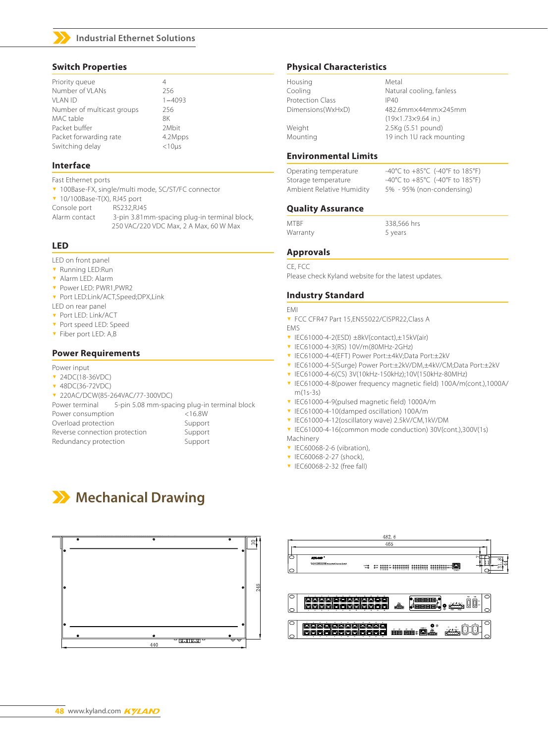## Switch Properties

| | |
|---|---|
| Priority queue | 4 |
| Number of VLANs | 256 |
| VLAN ID | 1—4093 |
| Number of multicast groups | 256 |
| MAC table | 8K |
| Packet buffer | 2Mbit |
| Packet forwarding rate | 4.2Mpps |
| Switching delay | <10μs |

## Interface

Fast Ethernet ports

- 100Base-FX, single/multi mode, SC/ST/FC connector
- 10/100Base-T(X), RJ45 port

Console port RS232,RJ45

Alarm contact 3-pin 3.81mm-spacing plug-in terminal block, 250 VAC/220 VDC Max, 2 A Max, 60 W Max

## LED

LED on front panel

- Running LED:Run
- Alarm LED: Alarm
- Power LED: PWR1,PWR2
- Port LED:Link/ACT,Speed;DPX,Link

LED on rear panel

- Port LED: Link/ACT
- Port speed LED: Speed
- Fiber port LED: A,B

## Power Requirements

Power input

- 24DC(18-36VDC)
- 48DC(36-72VDC)
- 220AC/DCW(85-264VAC/77-300VDC)

Power terminal 5-pin 5.08 mm-spacing plug-in terminal block

| | |
|---|---|
| Power consumption | <16.8W |
| Overload protection | Support |
| Reverse connection protection | Support |
| Redundancy protection | Support |

## Physical Characteristics

| | |
|---|---|
| Housing | Metal |
| Cooling | Natural cooling, fanless |
| Protection Class | IP40 |
| Dimensions(WxHxD) | 482.6mm×44mm×245mm (19×1.73×9.64 in.) |
| Weight | 2.5Kg (5.51 pound) |
| Mounting | 19 inch 1U rack mounting |

## Environmental Limits

| | |
|---|---|
| Operating temperature | -40°C to +85°C (-40°F to 185°F) |
| Storage temperature | -40°C to +85°C (-40°F to 185°F) |
| Ambient Relative Humidity | 5% - 95% (non-condensing) |

## Quality Assurance

| | |
|---|---|
| MTBF | 338,566 hrs |
| Warranty | 5 years |

## Approvals

CE, FCC

Please check Kyland website for the latest updates.

## Industry Standard

EMI

- FCC CFR47 Part 15,EN55022/CISPR22,Class A

EMS

- IEC61000-4-2(ESD) ±8kV(contact),±15kV(air)
- IEC61000-4-3(RS) 10V/m(80MHz-2GHz)
- IEC61000-4-4(EFT) Power Port:±4kV;Data Port:±2kV
- IEC61000-4-5(Surge) Power Port:±2kV/DM,±4kV/CM;Data Port:±2kV
- IEC61000-4-6(CS) 3V(10kHz-150kHz);10V(150kHz-80MHz)
- IEC61000-4-8(power frequency magnetic field) 100A/m(cont.),1000A/m(1s-3s)
- IEC61000-4-9(pulsed magnetic field) 1000A/m
- IEC61000-4-10(damped oscillation) 100A/m
- IEC61000-4-12(oscillatory wave) 2.5kV/CM,1kV/DM
- IEC61000-4-16(common mode conduction) 30V(cont.),300V(1s)

Machinery

- IEC60068-2-6 (vibration),
- IEC60068-2-27 (shock),
- IEC60068-2-32 (free fall)

# Mechanical Drawing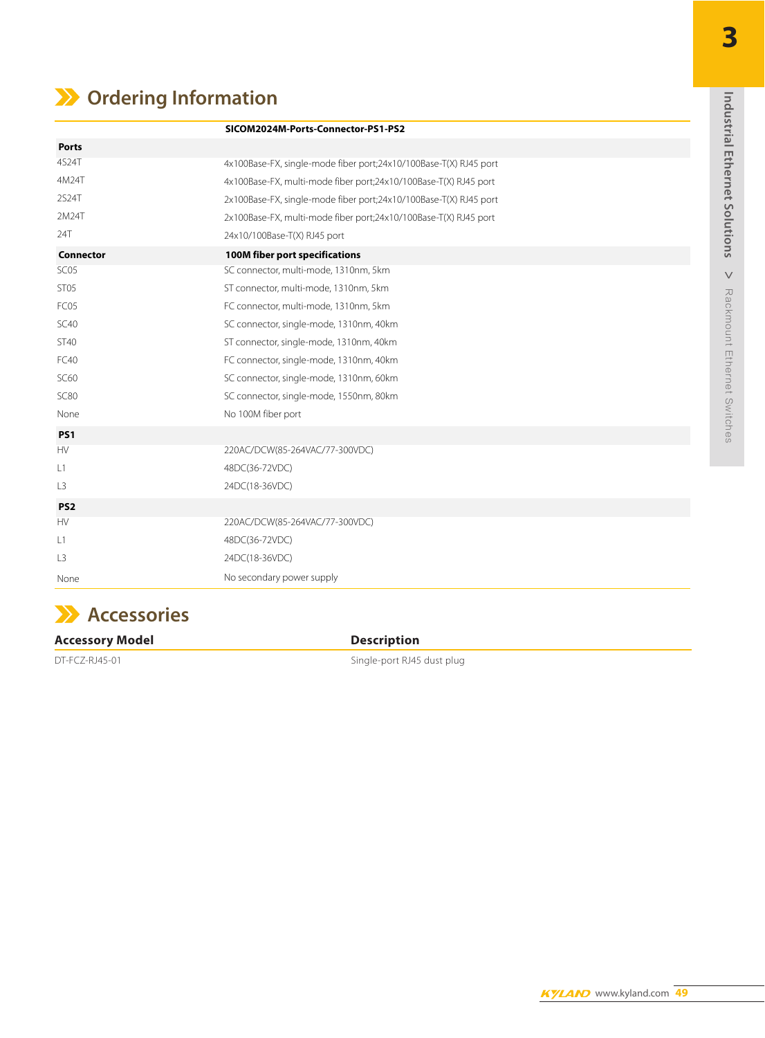## Ordering Information

| | SICOM2024M-Ports-Connector-PS1-PS2 |
|---|---|
| **Ports** | |
| 4S24T | 4x100Base-FX, single-mode fiber port;24x10/100Base-T(X) RJ45 port |
| 4M24T | 4x100Base-FX, multi-mode fiber port;24x10/100Base-T(X) RJ45 port |
| 2S24T | 2x100Base-FX, single-mode fiber port;24x10/100Base-T(X) RJ45 port |
| 2M24T | 2x100Base-FX, multi-mode fiber port;24x10/100Base-T(X) RJ45 port |
| 24T | 24x10/100Base-T(X) RJ45 port |
| **Connector** | **100M fiber port specifications** |
| SC05 | SC connector, multi-mode, 1310nm, 5km |
| ST05 | ST connector, multi-mode, 1310nm, 5km |
| FC05 | FC connector, multi-mode, 1310nm, 5km |
| SC40 | SC connector, single-mode, 1310nm, 40km |
| ST40 | ST connector, single-mode, 1310nm, 40km |
| FC40 | FC connector, single-mode, 1310nm, 40km |
| SC60 | SC connector, single-mode, 1310nm, 60km |
| SC80 | SC connector, single-mode, 1550nm, 80km |
| None | No 100M fiber port |
| **PS1** | |
| HV | 220AC/DCW(85-264VAC/77-300VDC) |
| L1 | 48DC(36-72VDC) |
| L3 | 24DC(18-36VDC) |
| **PS2** | |
| HV | 220AC/DCW(85-264VAC/77-300VDC) |
| L1 | 48DC(36-72VDC) |
| L3 | 24DC(18-36VDC) |
| None | No secondary power supply |

## Accessories

| Accessory Model | Description |
|---|---|
| DT-FCZ-RJ45-01 | Single-port RJ45 dust plug |